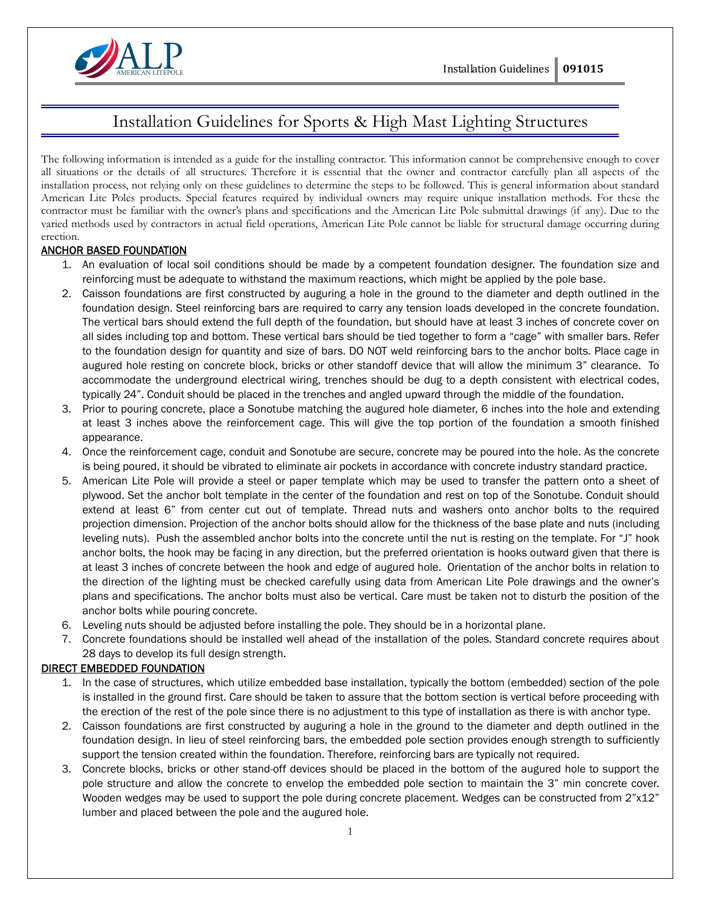# Installation Guidelines for Sports & High Mast Lighting Structures

The following information is intended as a guide for the installing contractor. This information cannot be comprehensive enough to cover all situations or the details of all structures. Therefore it is essential that the owner and contractor carefully plan all aspects of the installation process, not relying only on these guidelines to determine the steps to be followed. This is general information about standard American Lite Poles products. Special features required by individual owners may require unique installation methods. For these the contractor must be familiar with the owner's plans and specifications and the American Lite Pole submittal drawings (if any). Due to the varied methods used by contractors in actual field operations, American Lite Pole cannot be liable for structural damage occurring during erection.

## ANCHOR BASED FOUNDATION

1. An evaluation of local soil conditions should be made by a competent foundation designer. The foundation size and reinforcing must be adequate to withstand the maximum reactions, which might be applied by the pole base.
2. Caisson foundations are first constructed by auguring a hole in the ground to the diameter and depth outlined in the foundation design. Steel reinforcing bars are required to carry any tension loads developed in the concrete foundation. The vertical bars should extend the full depth of the foundation, but should have at least 3 inches of concrete cover on all sides including top and bottom. These vertical bars should be tied together to form a "cage" with smaller bars. Refer to the foundation design for quantity and size of bars. DO NOT weld reinforcing bars to the anchor bolts. Place cage in augured hole resting on concrete block, bricks or other standoff device that will allow the minimum 3" clearance. To accommodate the underground electrical wiring, trenches should be dug to a depth consistent with electrical codes, typically 24". Conduit should be placed in the trenches and angled upward through the middle of the foundation.
3. Prior to pouring concrete, place a Sonotube matching the augured hole diameter, 6 inches into the hole and extending at least 3 inches above the reinforcement cage. This will give the top portion of the foundation a smooth finished appearance.
4. Once the reinforcement cage, conduit and Sonotube are secure, concrete may be poured into the hole. As the concrete is being poured, it should be vibrated to eliminate air pockets in accordance with concrete industry standard practice.
5. American Lite Pole will provide a steel or paper template which may be used to transfer the pattern onto a sheet of plywood. Set the anchor bolt template in the center of the foundation and rest on top of the Sonotube. Conduit should extend at least 6" from center cut out of template. Thread nuts and washers onto anchor bolts to the required projection dimension. Projection of the anchor bolts should allow for the thickness of the base plate and nuts (including leveling nuts). Push the assembled anchor bolts into the concrete until the nut is resting on the template. For "J" hook anchor bolts, the hook may be facing in any direction, but the preferred orientation is hooks outward given that there is at least 3 inches of concrete between the hook and edge of augured hole. Orientation of the anchor bolts in relation to the direction of the lighting must be checked carefully using data from American Lite Pole drawings and the owner's plans and specifications. The anchor bolts must also be vertical. Care must be taken not to disturb the position of the anchor bolts while pouring concrete.
6. Leveling nuts should be adjusted before installing the pole. They should be in a horizontal plane.
7. Concrete foundations should be installed well ahead of the installation of the poles. Standard concrete requires about 28 days to develop its full design strength.

## DIRECT EMBEDDED FOUNDATION

1. In the case of structures, which utilize embedded base installation, typically the bottom (embedded) section of the pole is installed in the ground first. Care should be taken to assure that the bottom section is vertical before proceeding with the erection of the rest of the pole since there is no adjustment to this type of installation as there is with anchor type.
2. Caisson foundations are first constructed by auguring a hole in the ground to the diameter and depth outlined in the foundation design. In lieu of steel reinforcing bars, the embedded pole section provides enough strength to sufficiently support the tension created within the foundation. Therefore, reinforcing bars are typically not required.
3. Concrete blocks, bricks or other stand-off devices should be placed in the bottom of the augured hole to support the pole structure and allow the concrete to envelop the embedded pole section to maintain the 3" min concrete cover. Wooden wedges may be used to support the pole during concrete placement. Wedges can be constructed from 2"x12" lumber and placed between the pole and the augured hole.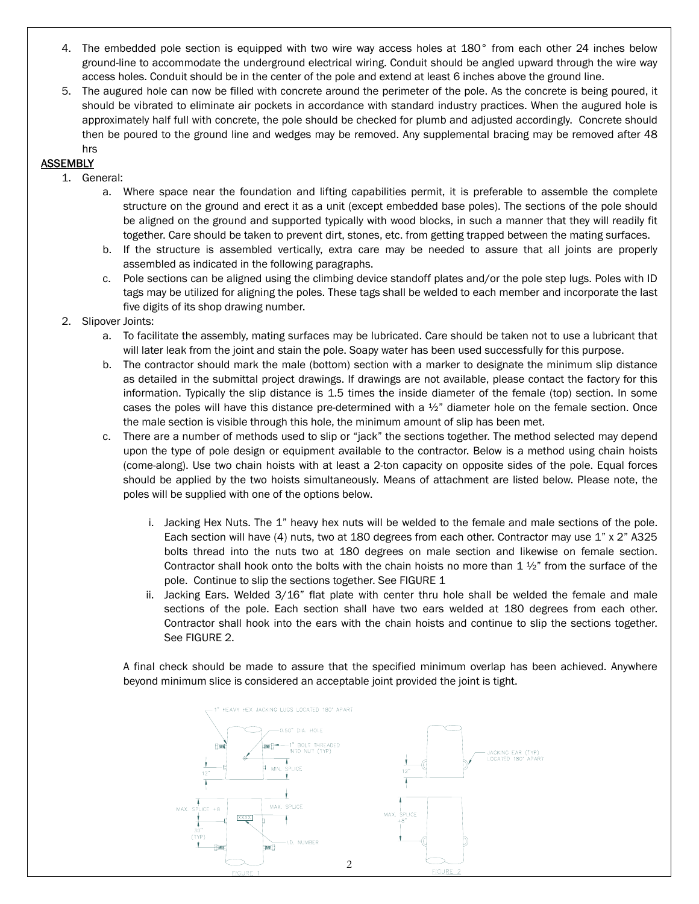4. The embedded pole section is equipped with two wire way access holes at 180° from each other 24 inches below ground-line to accommodate the underground electrical wiring. Conduit should be angled upward through the wire way access holes. Conduit should be in the center of the pole and extend at least 6 inches above the ground line.
5. The augured hole can now be filled with concrete around the perimeter of the pole. As the concrete is being poured, it should be vibrated to eliminate air pockets in accordance with standard industry practices. When the augured hole is approximately half full with concrete, the pole should be checked for plumb and adjusted accordingly. Concrete should then be poured to the ground line and wedges may be removed. Any supplemental bracing may be removed after 48 hrs

## ASSEMBLY

1. General:
   a. Where space near the foundation and lifting capabilities permit, it is preferable to assemble the complete structure on the ground and erect it as a unit (except embedded base poles). The sections of the pole should be aligned on the ground and supported typically with wood blocks, in such a manner that they will readily fit together. Care should be taken to prevent dirt, stones, etc. from getting trapped between the mating surfaces.
   b. If the structure is assembled vertically, extra care may be needed to assure that all joints are properly assembled as indicated in the following paragraphs.
   c. Pole sections can be aligned using the climbing device standoff plates and/or the pole step lugs. Poles with ID tags may be utilized for aligning the poles. These tags shall be welded to each member and incorporate the last five digits of its shop drawing number.
2. Slipover Joints:
   a. To facilitate the assembly, mating surfaces may be lubricated. Care should be taken not to use a lubricant that will later leak from the joint and stain the pole. Soapy water has been used successfully for this purpose.
   b. The contractor should mark the male (bottom) section with a marker to designate the minimum slip distance as detailed in the submittal project drawings. If drawings are not available, please contact the factory for this information. Typically the slip distance is 1.5 times the inside diameter of the female (top) section. In some cases the poles will have this distance pre-determined with a ½" diameter hole on the female section. Once the male section is visible through this hole, the minimum amount of slip has been met.
   c. There are a number of methods used to slip or "jack" the sections together. The method selected may depend upon the type of pole design or equipment available to the contractor. Below is a method using chain hoists (come-along). Use two chain hoists with at least a 2-ton capacity on opposite sides of the pole. Equal forces should be applied by the two hoists simultaneously. Means of attachment are listed below. Please note, the poles will be supplied with one of the options below.

      i. Jacking Hex Nuts. The 1" heavy hex nuts will be welded to the female and male sections of the pole. Each section will have (4) nuts, two at 180 degrees from each other. Contractor may use 1" x 2" A325 bolts thread into the nuts two at 180 degrees on male section and likewise on female section. Contractor shall hook onto the bolts with the chain hoists no more than 1 ½" from the surface of the pole. Continue to slip the sections together. See FIGURE 1
      ii. Jacking Ears. Welded 3/16" flat plate with center thru hole shall be welded the female and male sections of the pole. Each section shall have two ears welded at 180 degrees from each other. Contractor shall hook into the ears with the chain hoists and continue to slip the sections together. See FIGURE 2.

   A final check should be made to assure that the specified minimum overlap has been achieved. Anywhere beyond minimum slice is considered an acceptable joint provided the joint is tight.

1" HEAVY HEX JACKING LUGS LOCATED 180° APART
0.50" DIA. HOLE
1" BOLT THREADED INTO NUT (TYP)
12"
MIN. SPLICE
MAX. SPLICE +8
MAX. SPLICE
XXXX
30" (TYP)
I.D. NUMBER
FIGURE 1

JACKING EAR (TYP) LOCATED 180° APART
12"
MAX. SPLICE +8"
FIGURE 2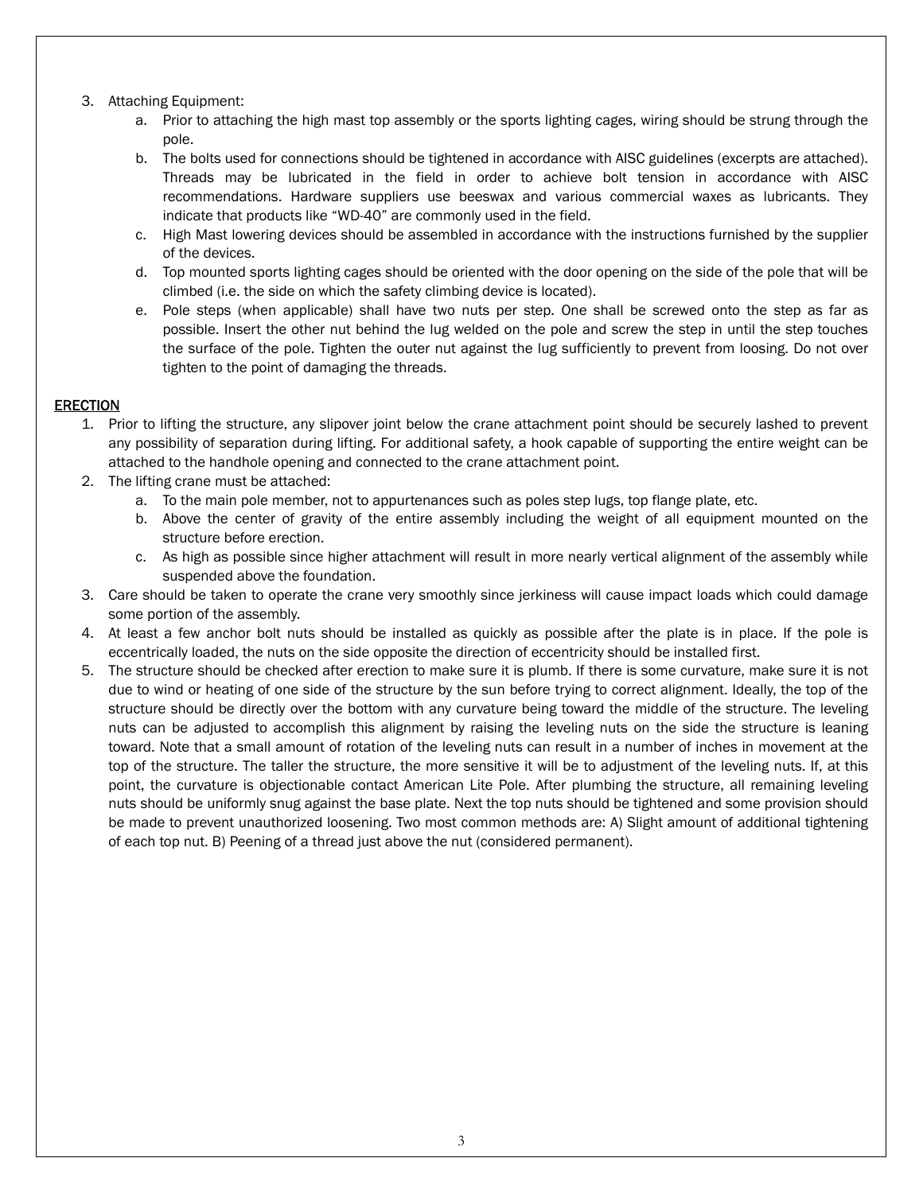3. Attaching Equipment:
    a. Prior to attaching the high mast top assembly or the sports lighting cages, wiring should be strung through the pole.
    b. The bolts used for connections should be tightened in accordance with AISC guidelines (excerpts are attached). Threads may be lubricated in the field in order to achieve bolt tension in accordance with AISC recommendations. Hardware suppliers use beeswax and various commercial waxes as lubricants. They indicate that products like "WD-40" are commonly used in the field.
    c. High Mast lowering devices should be assembled in accordance with the instructions furnished by the supplier of the devices.
    d. Top mounted sports lighting cages should be oriented with the door opening on the side of the pole that will be climbed (i.e. the side on which the safety climbing device is located).
    e. Pole steps (when applicable) shall have two nuts per step. One shall be screwed onto the step as far as possible. Insert the other nut behind the lug welded on the pole and screw the step in until the step touches the surface of the pole. Tighten the outer nut against the lug sufficiently to prevent from loosing. Do not over tighten to the point of damaging the threads.

<u>ERECTION</u>

1. Prior to lifting the structure, any slipover joint below the crane attachment point should be securely lashed to prevent any possibility of separation during lifting. For additional safety, a hook capable of supporting the entire weight can be attached to the handhole opening and connected to the crane attachment point.
2. The lifting crane must be attached:
    a. To the main pole member, not to appurtenances such as poles step lugs, top flange plate, etc.
    b. Above the center of gravity of the entire assembly including the weight of all equipment mounted on the structure before erection.
    c. As high as possible since higher attachment will result in more nearly vertical alignment of the assembly while suspended above the foundation.
3. Care should be taken to operate the crane very smoothly since jerkiness will cause impact loads which could damage some portion of the assembly.
4. At least a few anchor bolt nuts should be installed as quickly as possible after the plate is in place. If the pole is eccentrically loaded, the nuts on the side opposite the direction of eccentricity should be installed first.
5. The structure should be checked after erection to make sure it is plumb. If there is some curvature, make sure it is not due to wind or heating of one side of the structure by the sun before trying to correct alignment. Ideally, the top of the structure should be directly over the bottom with any curvature being toward the middle of the structure. The leveling nuts can be adjusted to accomplish this alignment by raising the leveling nuts on the side the structure is leaning toward. Note that a small amount of rotation of the leveling nuts can result in a number of inches in movement at the top of the structure. The taller the structure, the more sensitive it will be to adjustment of the leveling nuts. If, at this point, the curvature is objectionable contact American Lite Pole. After plumbing the structure, all remaining leveling nuts should be uniformly snug against the base plate. Next the top nuts should be tightened and some provision should be made to prevent unauthorized loosening. Two most common methods are: A) Slight amount of additional tightening of each top nut. B) Peening of a thread just above the nut (considered permanent).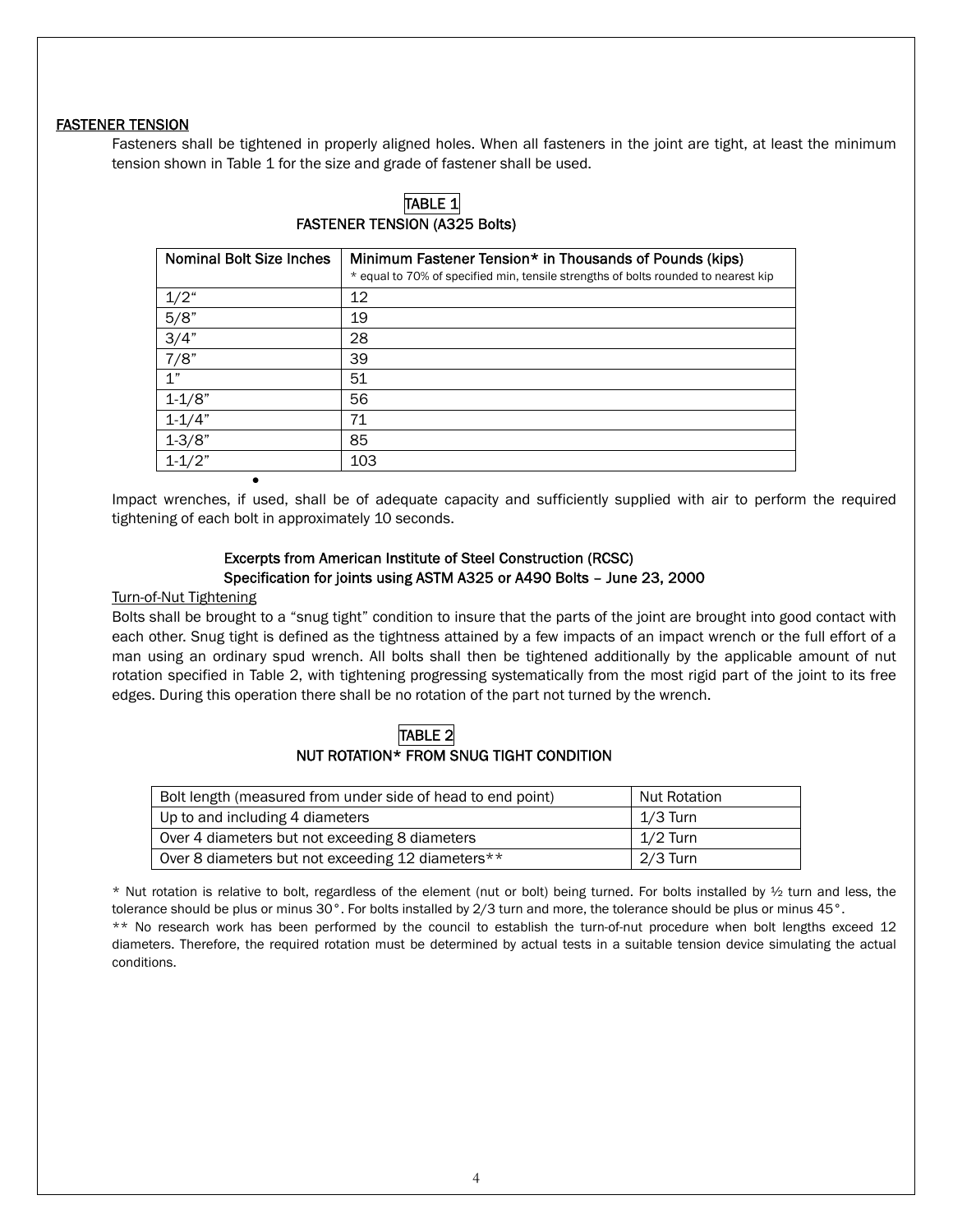## FASTENER TENSION

Fasteners shall be tightened in properly aligned holes. When all fasteners in the joint are tight, at least the minimum tension shown in Table 1 for the size and grade of fastener shall be used.

TABLE 1
FASTENER TENSION (A325 Bolts)

| Nominal Bolt Size Inches | Minimum Fastener Tension* in Thousands of Pounds (kips) <br> * equal to 70% of specified min, tensile strengths of bolts rounded to nearest kip |
|---|---|
| 1/2" | 12 |
| 5/8" | 19 |
| 3/4" | 28 |
| 7/8" | 39 |
| 1" | 51 |
| 1-1/8" | 56 |
| 1-1/4" | 71 |
| 1-3/8" | 85 |
| 1-1/2" | 103 |

Impact wrenches, if used, shall be of adequate capacity and sufficiently supplied with air to perform the required tightening of each bolt in approximately 10 seconds.

### Excerpts from American Institute of Steel Construction (RCSC) Specification for joints using ASTM A325 or A490 Bolts – June 23, 2000

Turn-of-Nut Tightening

Bolts shall be brought to a "snug tight" condition to insure that the parts of the joint are brought into good contact with each other. Snug tight is defined as the tightness attained by a few impacts of an impact wrench or the full effort of a man using an ordinary spud wrench. All bolts shall then be tightened additionally by the applicable amount of nut rotation specified in Table 2, with tightening progressing systematically from the most rigid part of the joint to its free edges. During this operation there shall be no rotation of the part not turned by the wrench.

TABLE 2
NUT ROTATION* FROM SNUG TIGHT CONDITION

| Bolt length (measured from under side of head to end point) | Nut Rotation |
|---|---|
| Up to and including 4 diameters | 1/3 Turn |
| Over 4 diameters but not exceeding 8 diameters | 1/2 Turn |
| Over 8 diameters but not exceeding 12 diameters** | 2/3 Turn |

* Nut rotation is relative to bolt, regardless of the element (nut or bolt) being turned. For bolts installed by ½ turn and less, the tolerance should be plus or minus 30°. For bolts installed by 2/3 turn and more, the tolerance should be plus or minus 45°.

** No research work has been performed by the council to establish the turn-of-nut procedure when bolt lengths exceed 12 diameters. Therefore, the required rotation must be determined by actual tests in a suitable tension device simulating the actual conditions.